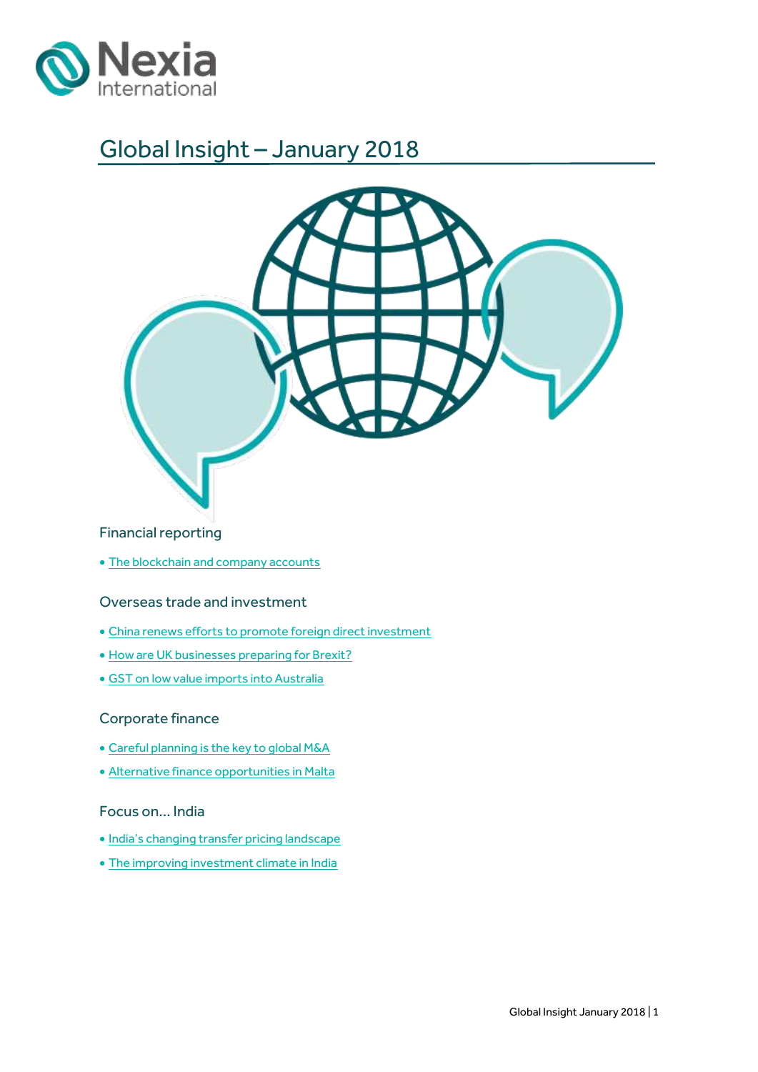Nexia International

# Global Insight – January 2018

## Financial reporting

- The blockchain and company accounts

## Overseas trade and investment

- China renews efforts to promote foreign direct investment
- How are UK businesses preparing for Brexit?
- GST on low value imports into Australia

## Corporate finance

- Careful planning is the key to global M&A
- Alternative finance opportunities in Malta

## Focus on... India

- India's changing transfer pricing landscape
- The improving investment climate in India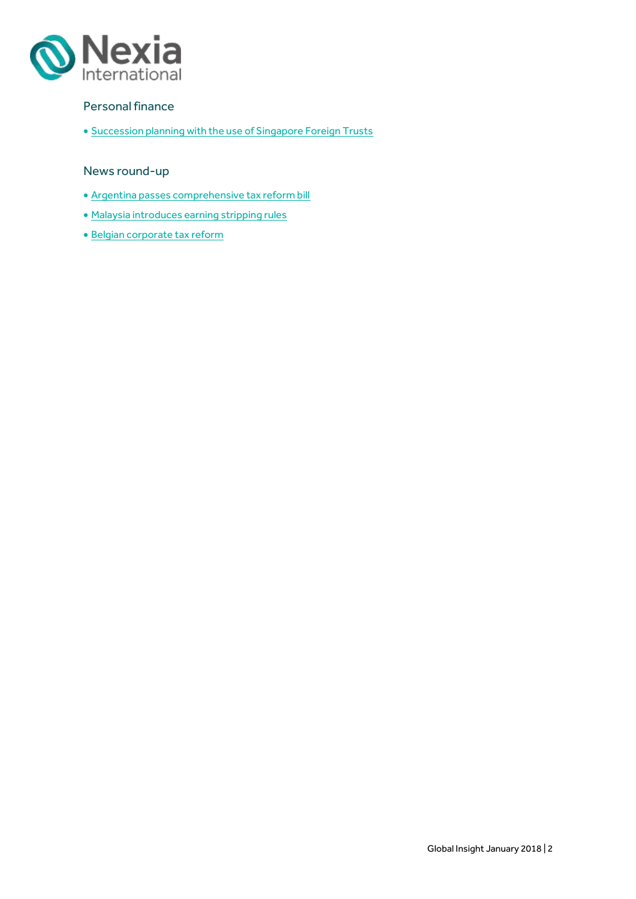## Personal finance

- Succession planning with the use of Singapore Foreign Trusts

## News round-up

- Argentina passes comprehensive tax reform bill
- Malaysia introduces earning stripping rules
- Belgian corporate tax reform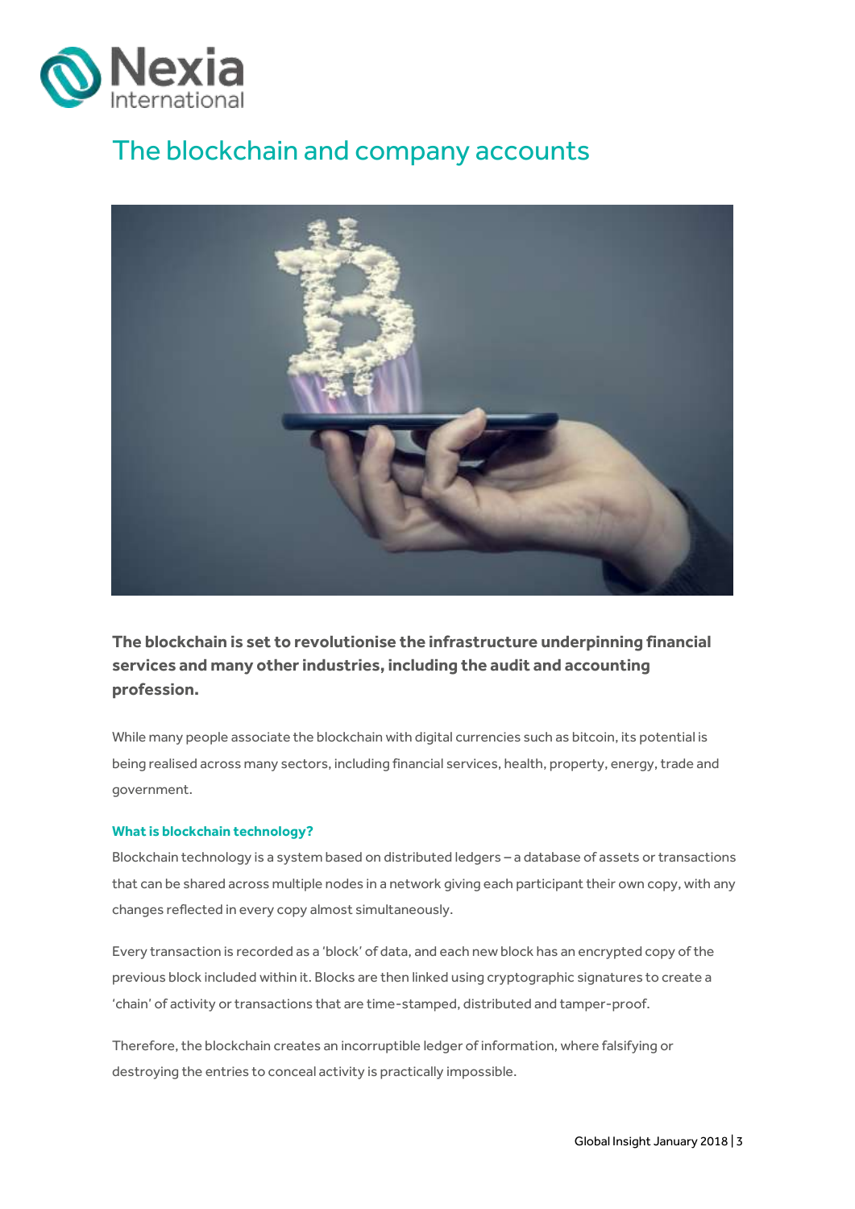# The blockchain and company accounts

**The blockchain is set to revolutionise the infrastructure underpinning financial services and many other industries, including the audit and accounting profession.**

While many people associate the blockchain with digital currencies such as bitcoin, its potential is being realised across many sectors, including financial services, health, property, energy, trade and government.

### What is blockchain technology?

Blockchain technology is a system based on distributed ledgers – a database of assets or transactions that can be shared across multiple nodes in a network giving each participant their own copy, with any changes reflected in every copy almost simultaneously.

Every transaction is recorded as a 'block' of data, and each new block has an encrypted copy of the previous block included within it. Blocks are then linked using cryptographic signatures to create a 'chain' of activity or transactions that are time-stamped, distributed and tamper-proof.

Therefore, the blockchain creates an incorruptible ledger of information, where falsifying or destroying the entries to conceal activity is practically impossible.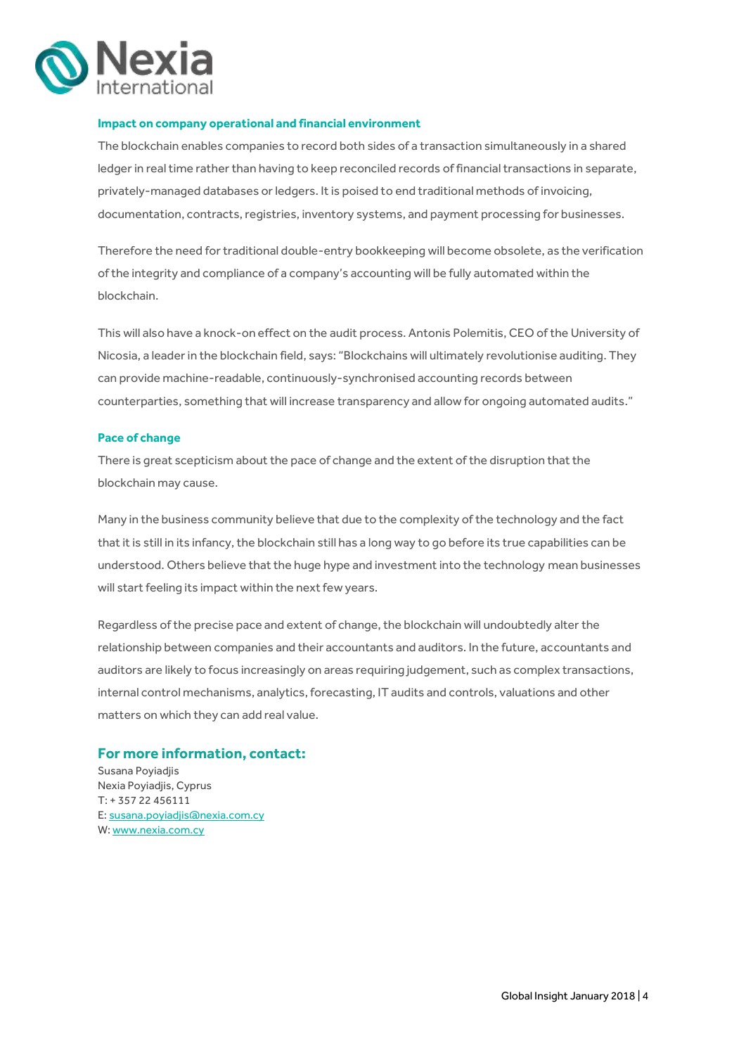### Impact on company operational and financial environment

The blockchain enables companies to record both sides of a transaction simultaneously in a shared ledger in real time rather than having to keep reconciled records of financial transactions in separate, privately-managed databases or ledgers. It is poised to end traditional methods of invoicing, documentation, contracts, registries, inventory systems, and payment processing for businesses.

Therefore the need for traditional double-entry bookkeeping will become obsolete, as the verification of the integrity and compliance of a company's accounting will be fully automated within the blockchain.

This will also have a knock-on effect on the audit process. Antonis Polemitis, CEO of the University of Nicosia, a leader in the blockchain field, says: "Blockchains will ultimately revolutionise auditing. They can provide machine-readable, continuously-synchronised accounting records between counterparties, something that will increase transparency and allow for ongoing automated audits."

### Pace of change

There is great scepticism about the pace of change and the extent of the disruption that the blockchain may cause.

Many in the business community believe that due to the complexity of the technology and the fact that it is still in its infancy, the blockchain still has a long way to go before its true capabilities can be understood. Others believe that the huge hype and investment into the technology mean businesses will start feeling its impact within the next few years.

Regardless of the precise pace and extent of change, the blockchain will undoubtedly alter the relationship between companies and their accountants and auditors. In the future, accountants and auditors are likely to focus increasingly on areas requiring judgement, such as complex transactions, internal control mechanisms, analytics, forecasting, IT audits and controls, valuations and other matters on which they can add real value.

## For more information, contact:

Susana Poyiadjis
Nexia Poyiadjis, Cyprus
T: + 357 22 456111
E: susana.poyiadjis@nexia.com.cy
W: www.nexia.com.cy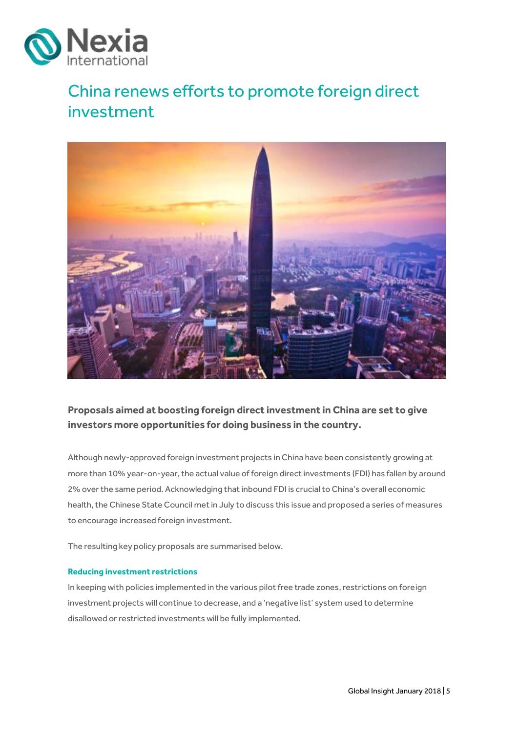# China renews efforts to promote foreign direct investment

**Proposals aimed at boosting foreign direct investment in China are set to give investors more opportunities for doing business in the country.**

Although newly-approved foreign investment projects in China have been consistently growing at more than 10% year-on-year, the actual value of foreign direct investments (FDI) has fallen by around 2% over the same period. Acknowledging that inbound FDI is crucial to China's overall economic health, the Chinese State Council met in July to discuss this issue and proposed a series of measures to encourage increased foreign investment.

The resulting key policy proposals are summarised below.

### Reducing investment restrictions

In keeping with policies implemented in the various pilot free trade zones, restrictions on foreign investment projects will continue to decrease, and a 'negative list' system used to determine disallowed or restricted investments will be fully implemented.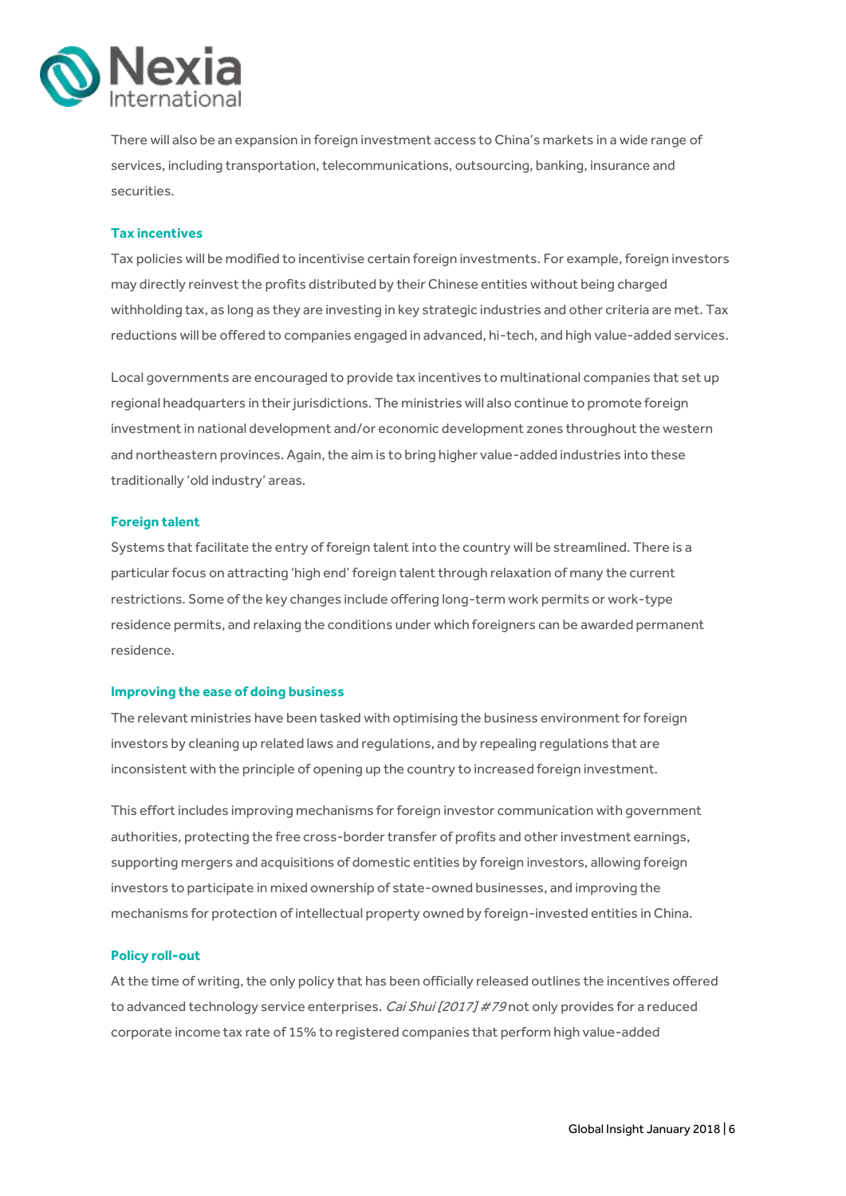There will also be an expansion in foreign investment access to China's markets in a wide range of services, including transportation, telecommunications, outsourcing, banking, insurance and securities.

### Tax incentives

Tax policies will be modified to incentivise certain foreign investments. For example, foreign investors may directly reinvest the profits distributed by their Chinese entities without being charged withholding tax, as long as they are investing in key strategic industries and other criteria are met. Tax reductions will be offered to companies engaged in advanced, hi-tech, and high value-added services.

Local governments are encouraged to provide tax incentives to multinational companies that set up regional headquarters in their jurisdictions. The ministries will also continue to promote foreign investment in national development and/or economic development zones throughout the western and northeastern provinces. Again, the aim is to bring higher value-added industries into these traditionally 'old industry' areas.

### Foreign talent

Systems that facilitate the entry of foreign talent into the country will be streamlined. There is a particular focus on attracting 'high end' foreign talent through relaxation of many the current restrictions. Some of the key changes include offering long-term work permits or work-type residence permits, and relaxing the conditions under which foreigners can be awarded permanent residence.

### Improving the ease of doing business

The relevant ministries have been tasked with optimising the business environment for foreign investors by cleaning up related laws and regulations, and by repealing regulations that are inconsistent with the principle of opening up the country to increased foreign investment.

This effort includes improving mechanisms for foreign investor communication with government authorities, protecting the free cross-border transfer of profits and other investment earnings, supporting mergers and acquisitions of domestic entities by foreign investors, allowing foreign investors to participate in mixed ownership of state-owned businesses, and improving the mechanisms for protection of intellectual property owned by foreign-invested entities in China.

### Policy roll-out

At the time of writing, the only policy that has been officially released outlines the incentives offered to advanced technology service enterprises. *Cai Shui [2017] #79* not only provides for a reduced corporate income tax rate of 15% to registered companies that perform high value-added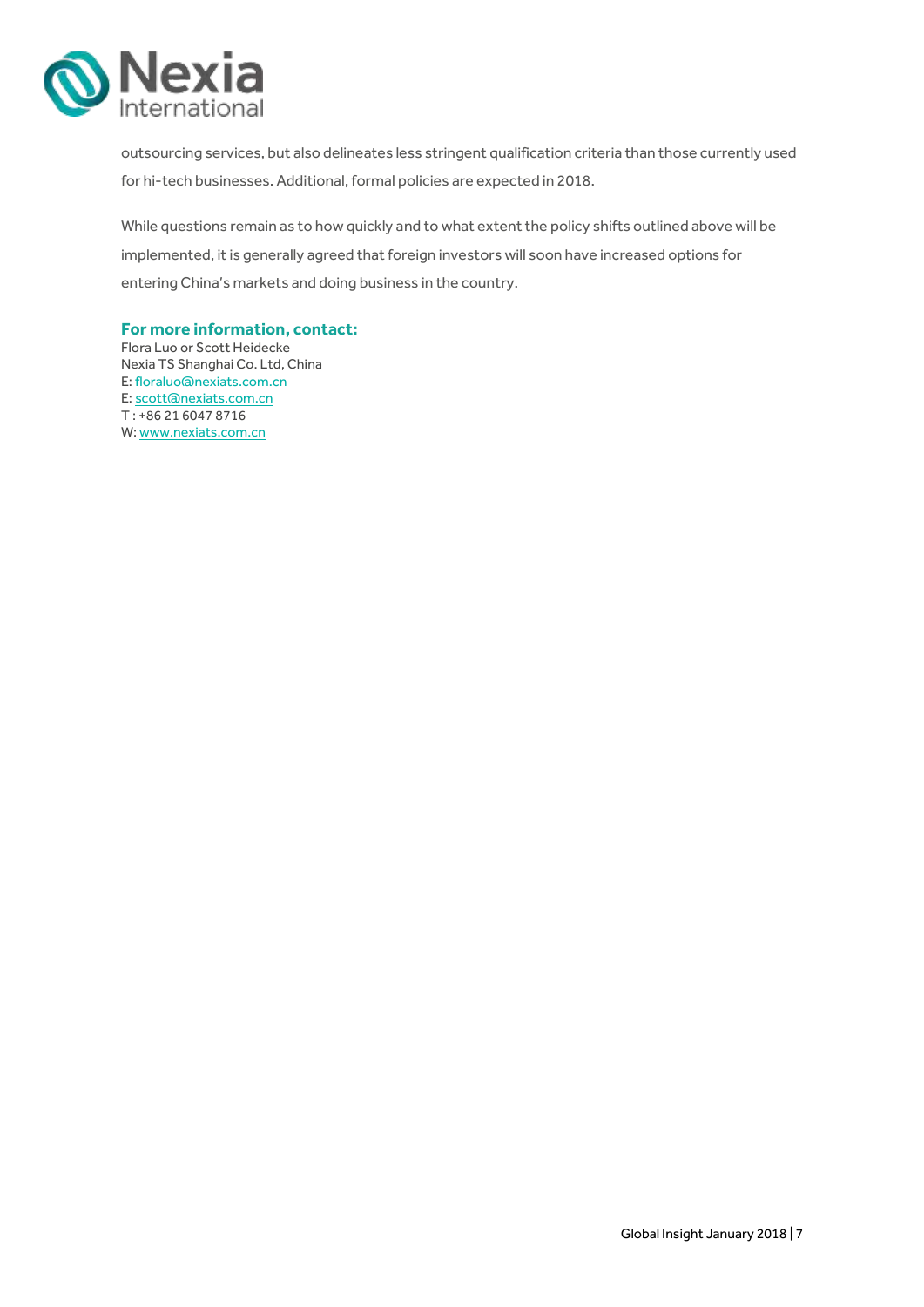outsourcing services, but also delineates less stringent qualification criteria than those currently used for hi-tech businesses. Additional, formal policies are expected in 2018.

While questions remain as to how quickly and to what extent the policy shifts outlined above will be implemented, it is generally agreed that foreign investors will soon have increased options for entering China's markets and doing business in the country.

**For more information, contact:**

Flora Luo or Scott Heidecke
Nexia TS Shanghai Co. Ltd, China
E: floraluo@nexiats.com.cn
E: scott@nexiats.com.cn
T : +86 21 6047 8716
W: www.nexiats.com.cn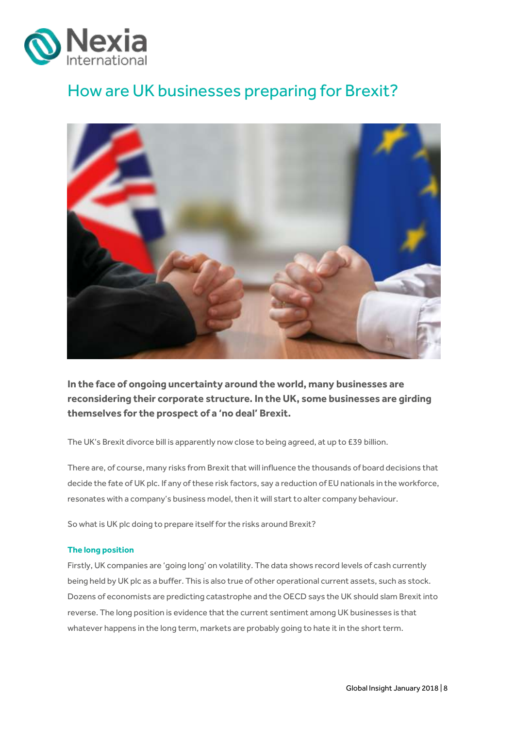# How are UK businesses preparing for Brexit?

**In the face of ongoing uncertainty around the world, many businesses are reconsidering their corporate structure. In the UK, some businesses are girding themselves for the prospect of a 'no deal' Brexit.**

The UK's Brexit divorce bill is apparently now close to being agreed, at up to £39 billion.

There are, of course, many risks from Brexit that will influence the thousands of board decisions that decide the fate of UK plc. If any of these risk factors, say a reduction of EU nationals in the workforce, resonates with a company's business model, then it will start to alter company behaviour.

So what is UK plc doing to prepare itself for the risks around Brexit?

### The long position

Firstly, UK companies are 'going long' on volatility. The data shows record levels of cash currently being held by UK plc as a buffer. This is also true of other operational current assets, such as stock. Dozens of economists are predicting catastrophe and the OECD says the UK should slam Brexit into reverse. The long position is evidence that the current sentiment among UK businesses is that whatever happens in the long term, markets are probably going to hate it in the short term.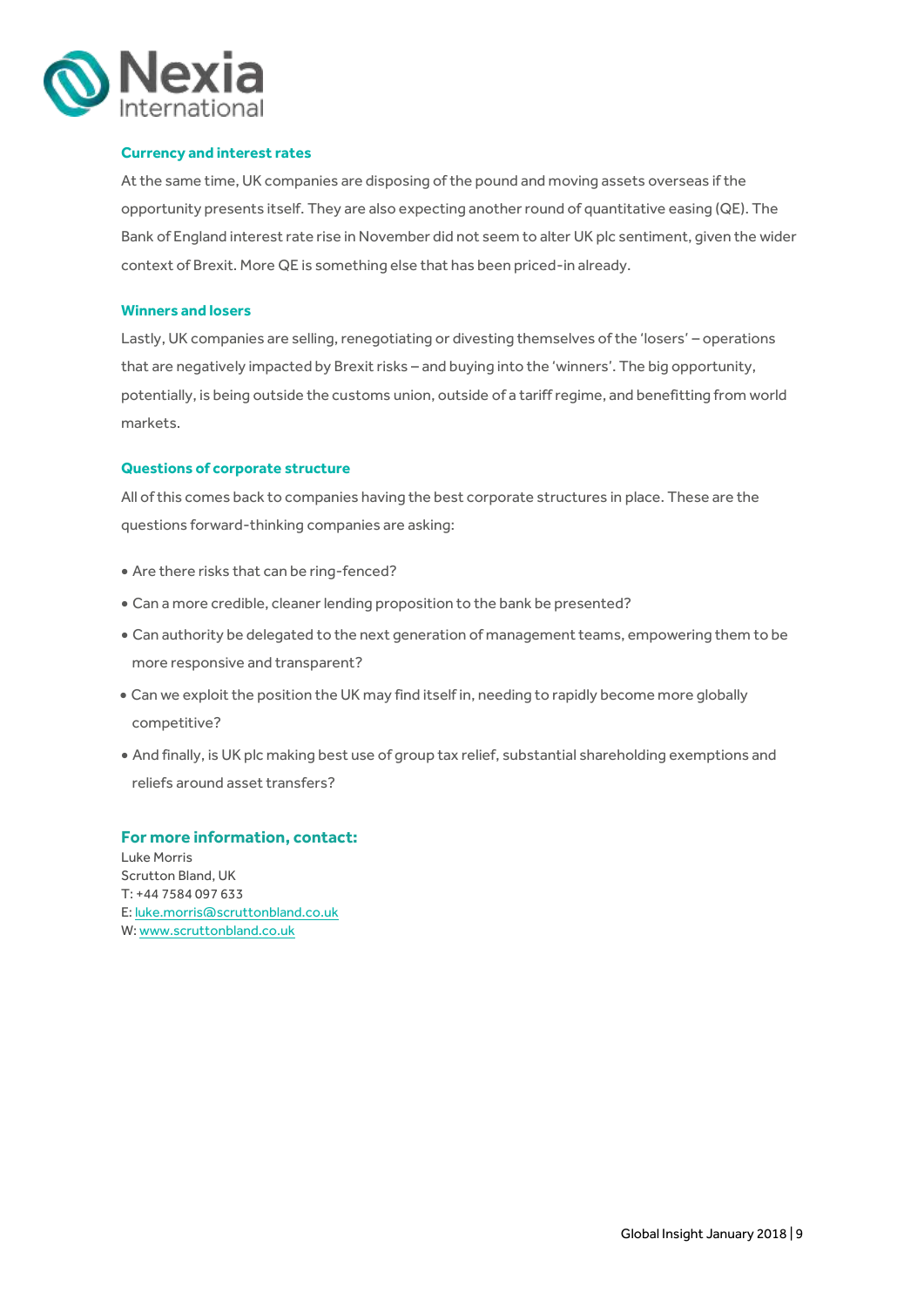### Currency and interest rates

At the same time, UK companies are disposing of the pound and moving assets overseas if the opportunity presents itself. They are also expecting another round of quantitative easing (QE). The Bank of England interest rate rise in November did not seem to alter UK plc sentiment, given the wider context of Brexit. More QE is something else that has been priced-in already.

### Winners and losers

Lastly, UK companies are selling, renegotiating or divesting themselves of the 'losers' – operations that are negatively impacted by Brexit risks – and buying into the 'winners'. The big opportunity, potentially, is being outside the customs union, outside of a tariff regime, and benefitting from world markets.

### Questions of corporate structure

All of this comes back to companies having the best corporate structures in place. These are the questions forward-thinking companies are asking:

- Are there risks that can be ring-fenced?
- Can a more credible, cleaner lending proposition to the bank be presented?
- Can authority be delegated to the next generation of management teams, empowering them to be more responsive and transparent?
- Can we exploit the position the UK may find itself in, needing to rapidly become more globally competitive?
- And finally, is UK plc making best use of group tax relief, substantial shareholding exemptions and reliefs around asset transfers?

### For more information, contact:

Luke Morris
Scrutton Bland, UK
T: +44 7584 097 633
E: luke.morris@scruttonbland.co.uk
W: www.scruttonbland.co.uk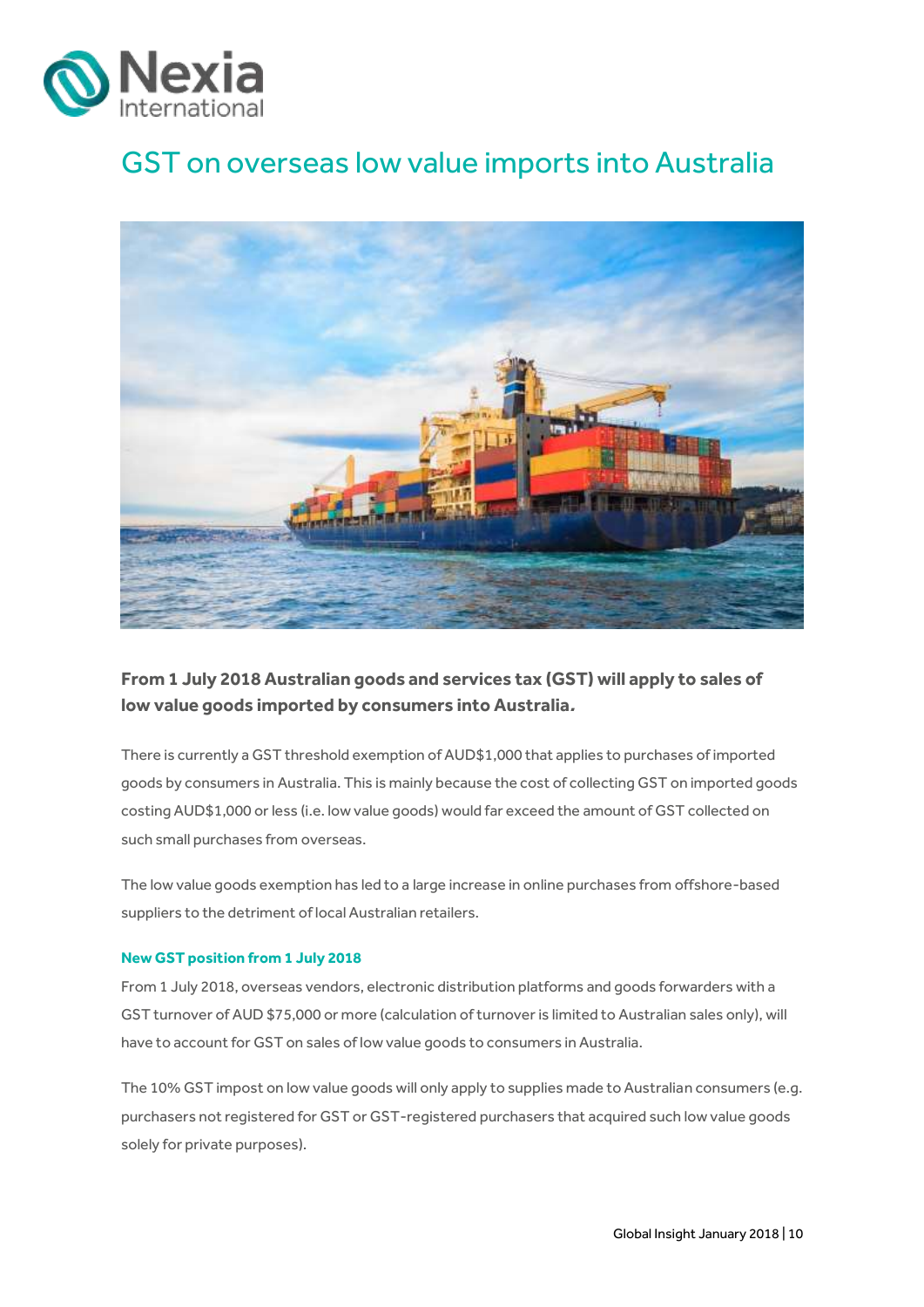# GST on overseas low value imports into Australia

**From 1 July 2018 Australian goods and services tax (GST) will apply to sales of low value goods imported by consumers into Australia.**

There is currently a GST threshold exemption of AUD$1,000 that applies to purchases of imported goods by consumers in Australia. This is mainly because the cost of collecting GST on imported goods costing AUD$1,000 or less (i.e. low value goods) would far exceed the amount of GST collected on such small purchases from overseas.

The low value goods exemption has led to a large increase in online purchases from offshore-based suppliers to the detriment of local Australian retailers.

### New GST position from 1 July 2018

From 1 July 2018, overseas vendors, electronic distribution platforms and goods forwarders with a GST turnover of AUD $75,000 or more (calculation of turnover is limited to Australian sales only), will have to account for GST on sales of low value goods to consumers in Australia.

The 10% GST impost on low value goods will only apply to supplies made to Australian consumers (e.g. purchasers not registered for GST or GST-registered purchasers that acquired such low value goods solely for private purposes).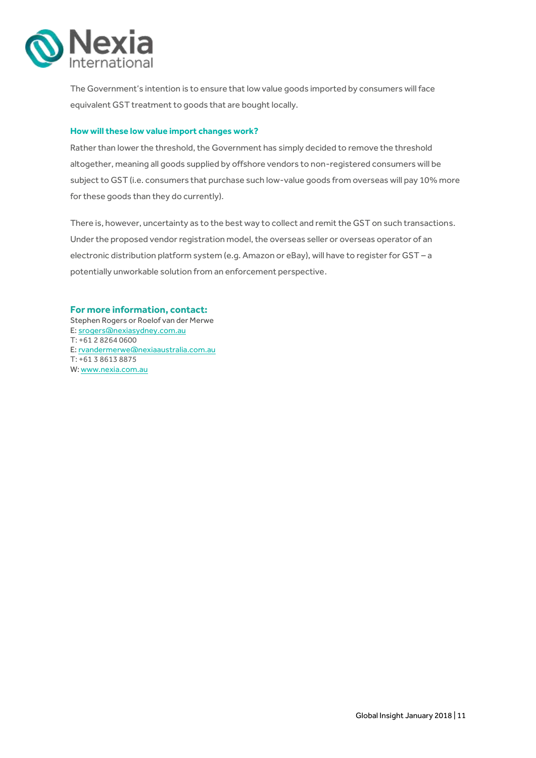The Government's intention is to ensure that low value goods imported by consumers will face equivalent GST treatment to goods that are bought locally.

### How will these low value import changes work?

Rather than lower the threshold, the Government has simply decided to remove the threshold altogether, meaning all goods supplied by offshore vendors to non-registered consumers will be subject to GST (i.e. consumers that purchase such low-value goods from overseas will pay 10% more for these goods than they do currently).

There is, however, uncertainty as to the best way to collect and remit the GST on such transactions. Under the proposed vendor registration model, the overseas seller or overseas operator of an electronic distribution platform system (e.g. Amazon or eBay), will have to register for GST – a potentially unworkable solution from an enforcement perspective.

### For more information, contact:

Stephen Rogers or Roelof van der Merwe
E: srogers@nexiasydney.com.au
T: +61 2 8264 0600
E: rvandermerwe@nexiaaustralia.com.au
T: +61 3 8613 8875
W: www.nexia.com.au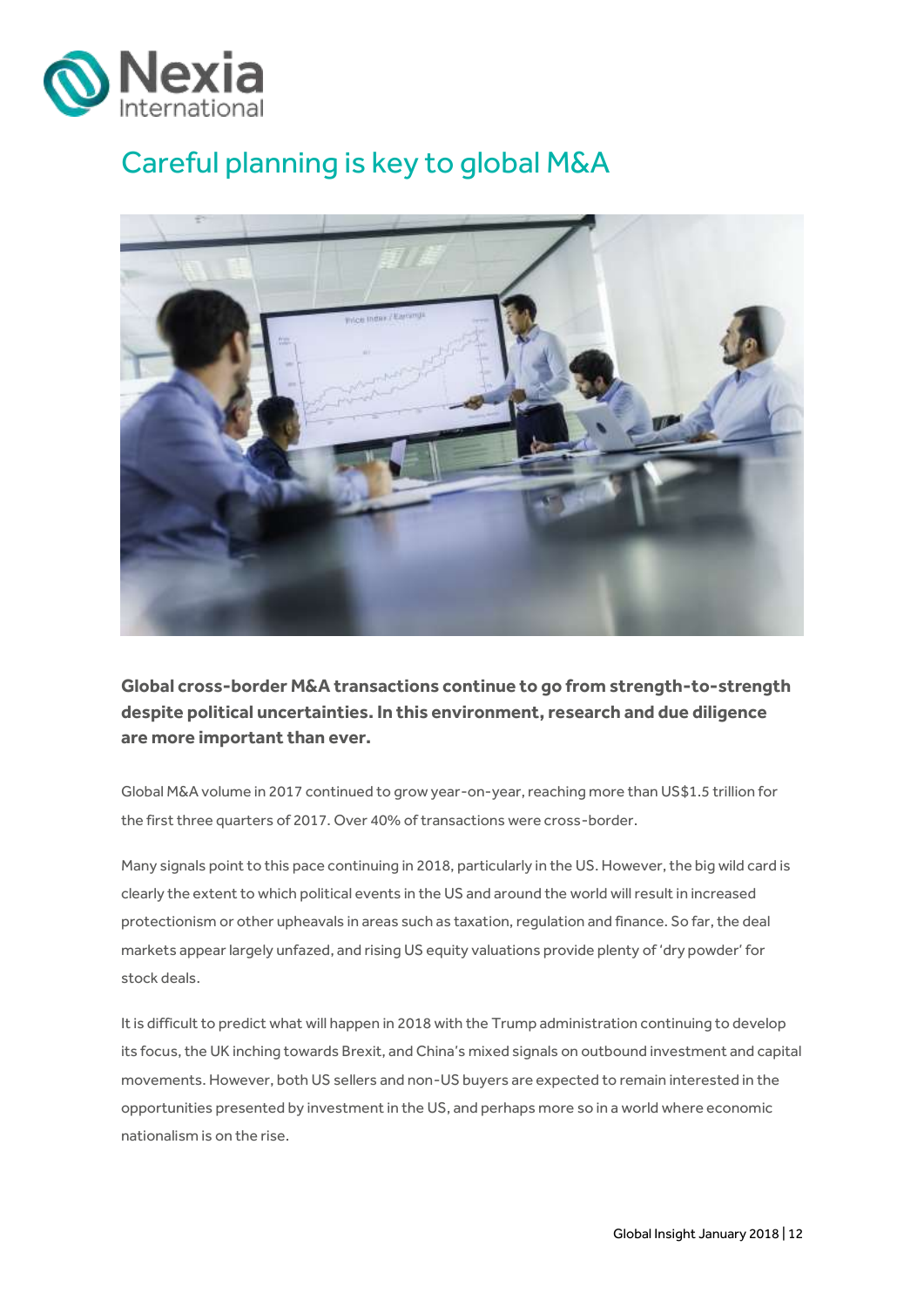# Careful planning is key to global M&A

**Global cross-border M&A transactions continue to go from strength-to-strength despite political uncertainties. In this environment, research and due diligence are more important than ever.**

Global M&A volume in 2017 continued to grow year-on-year, reaching more than US$1.5 trillion for the first three quarters of 2017. Over 40% of transactions were cross-border.

Many signals point to this pace continuing in 2018, particularly in the US. However, the big wild card is clearly the extent to which political events in the US and around the world will result in increased protectionism or other upheavals in areas such as taxation, regulation and finance. So far, the deal markets appear largely unfazed, and rising US equity valuations provide plenty of 'dry powder' for stock deals.

It is difficult to predict what will happen in 2018 with the Trump administration continuing to develop its focus, the UK inching towards Brexit, and China's mixed signals on outbound investment and capital movements. However, both US sellers and non-US buyers are expected to remain interested in the opportunities presented by investment in the US, and perhaps more so in a world where economic nationalism is on the rise.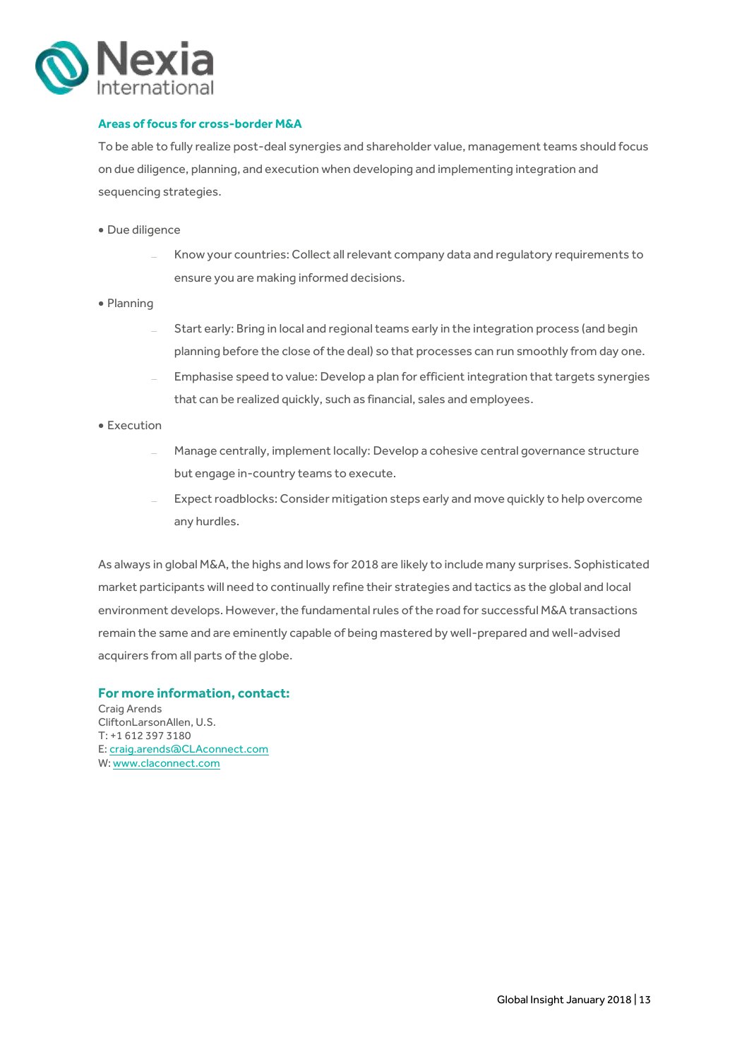### Areas of focus for cross-border M&A

To be able to fully realize post-deal synergies and shareholder value, management teams should focus on due diligence, planning, and execution when developing and implementing integration and sequencing strategies.

- Due diligence
  - Know your countries: Collect all relevant company data and regulatory requirements to ensure you are making informed decisions.
- Planning
  - Start early: Bring in local and regional teams early in the integration process (and begin planning before the close of the deal) so that processes can run smoothly from day one.
  - Emphasise speed to value: Develop a plan for efficient integration that targets synergies that can be realized quickly, such as financial, sales and employees.
- Execution
  - Manage centrally, implement locally: Develop a cohesive central governance structure but engage in-country teams to execute.
  - Expect roadblocks: Consider mitigation steps early and move quickly to help overcome any hurdles.

As always in global M&A, the highs and lows for 2018 are likely to include many surprises. Sophisticated market participants will need to continually refine their strategies and tactics as the global and local environment develops. However, the fundamental rules of the road for successful M&A transactions remain the same and are eminently capable of being mastered by well-prepared and well-advised acquirers from all parts of the globe.

### For more information, contact:

Craig Arends  
CliftonLarsonAllen, U.S.  
T: +1 612 397 3180  
E: craig.arends@CLAconnect.com  
W: www.claconnect.com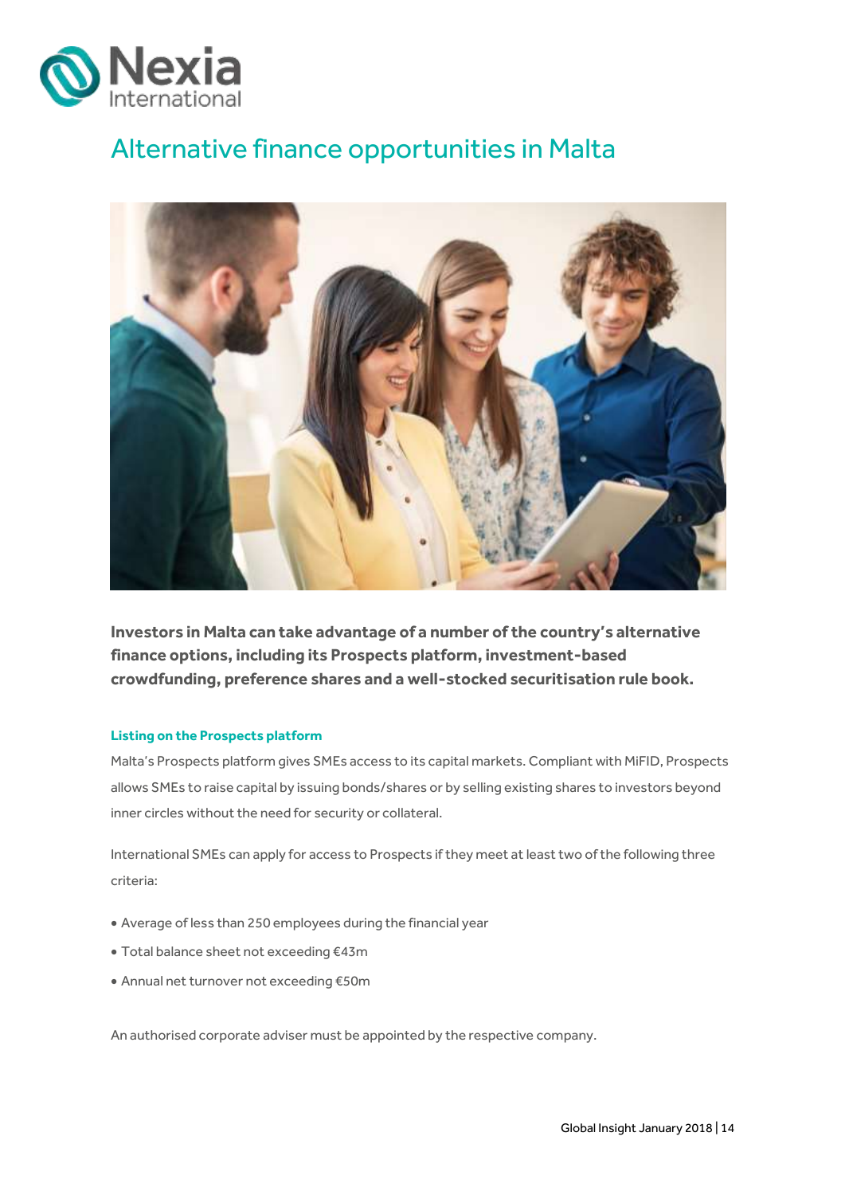# Alternative finance opportunities in Malta

**Investors in Malta can take advantage of a number of the country's alternative finance options, including its Prospects platform, investment-based crowdfunding, preference shares and a well-stocked securitisation rule book.**

### Listing on the Prospects platform

Malta's Prospects platform gives SMEs access to its capital markets. Compliant with MiFID, Prospects allows SMEs to raise capital by issuing bonds/shares or by selling existing shares to investors beyond inner circles without the need for security or collateral.

International SMEs can apply for access to Prospects if they meet at least two of the following three criteria:

- Average of less than 250 employees during the financial year
- Total balance sheet not exceeding €43m
- Annual net turnover not exceeding €50m

An authorised corporate adviser must be appointed by the respective company.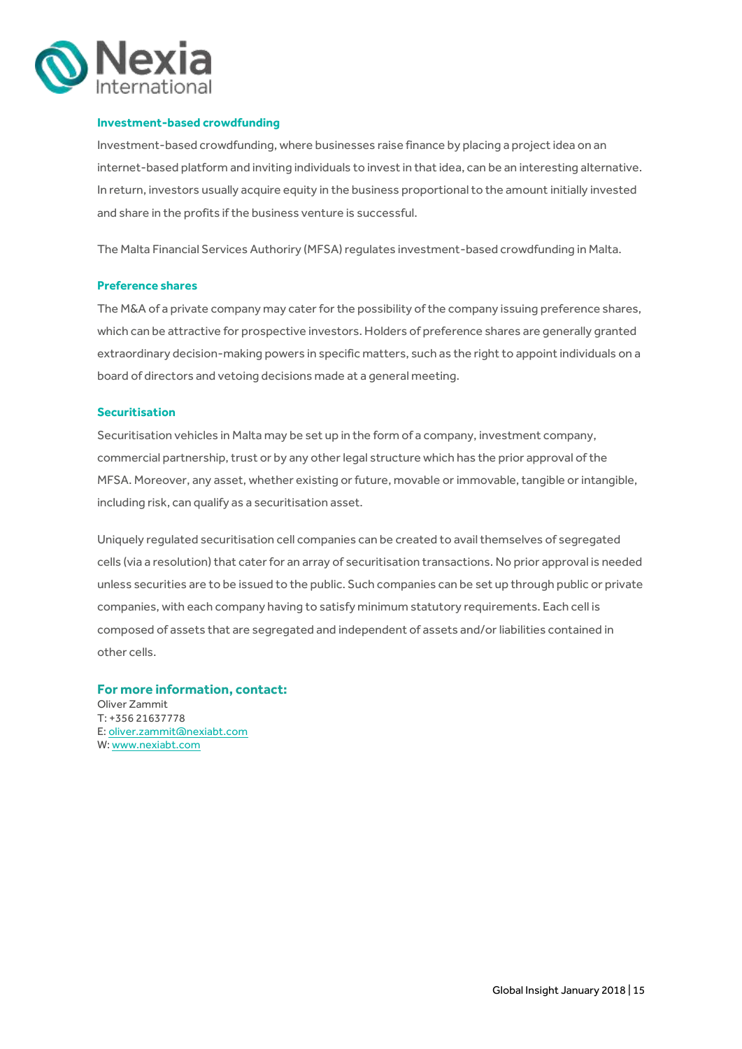### Investment-based crowdfunding

Investment-based crowdfunding, where businesses raise finance by placing a project idea on an internet-based platform and inviting individuals to invest in that idea, can be an interesting alternative. In return, investors usually acquire equity in the business proportional to the amount initially invested and share in the profits if the business venture is successful.

The Malta Financial Services Authoriry (MFSA) regulates investment-based crowdfunding in Malta.

### Preference shares

The M&A of a private company may cater for the possibility of the company issuing preference shares, which can be attractive for prospective investors. Holders of preference shares are generally granted extraordinary decision-making powers in specific matters, such as the right to appoint individuals on a board of directors and vetoing decisions made at a general meeting.

### Securitisation

Securitisation vehicles in Malta may be set up in the form of a company, investment company, commercial partnership, trust or by any other legal structure which has the prior approval of the MFSA. Moreover, any asset, whether existing or future, movable or immovable, tangible or intangible, including risk, can qualify as a securitisation asset.

Uniquely regulated securitisation cell companies can be created to avail themselves of segregated cells (via a resolution) that cater for an array of securitisation transactions. No prior approval is needed unless securities are to be issued to the public. Such companies can be set up through public or private companies, with each company having to satisfy minimum statutory requirements. Each cell is composed of assets that are segregated and independent of assets and/or liabilities contained in other cells.

### For more information, contact:

Oliver Zammit
T: +356 21637778
E: oliver.zammit@nexiabt.com
W: www.nexiabt.com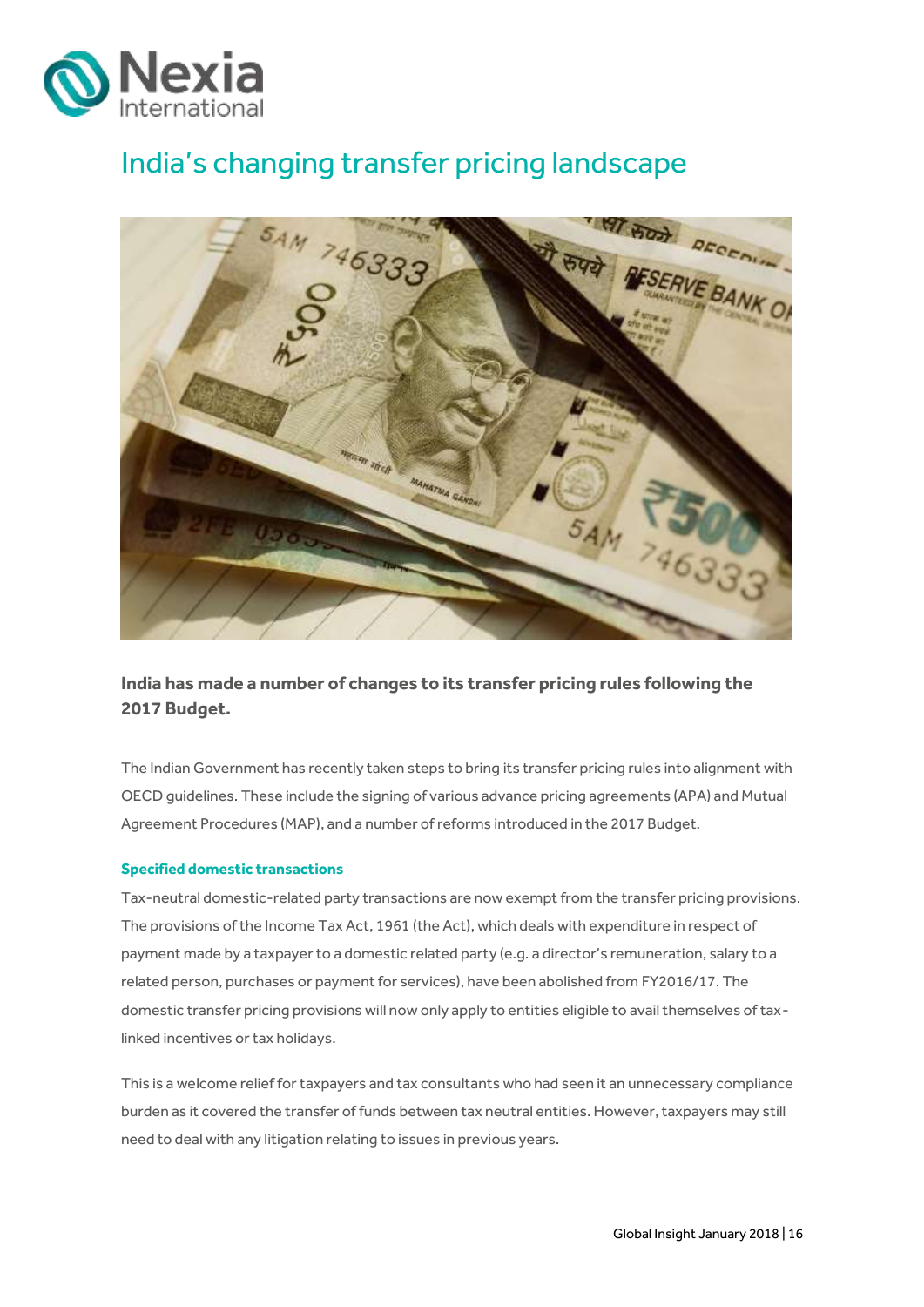# India's changing transfer pricing landscape

**India has made a number of changes to its transfer pricing rules following the 2017 Budget.**

The Indian Government has recently taken steps to bring its transfer pricing rules into alignment with OECD guidelines. These include the signing of various advance pricing agreements (APA) and Mutual Agreement Procedures (MAP), and a number of reforms introduced in the 2017 Budget.

### Specified domestic transactions

Tax-neutral domestic-related party transactions are now exempt from the transfer pricing provisions. The provisions of the Income Tax Act, 1961 (the Act), which deals with expenditure in respect of payment made by a taxpayer to a domestic related party (e.g. a director's remuneration, salary to a related person, purchases or payment for services), have been abolished from FY2016/17. The domestic transfer pricing provisions will now only apply to entities eligible to avail themselves of tax-linked incentives or tax holidays.

This is a welcome relief for taxpayers and tax consultants who had seen it an unnecessary compliance burden as it covered the transfer of funds between tax neutral entities. However, taxpayers may still need to deal with any litigation relating to issues in previous years.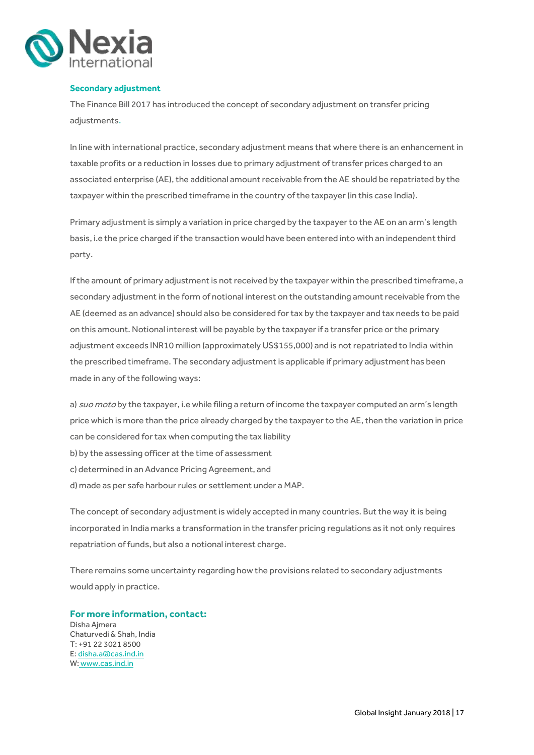### Secondary adjustment

The Finance Bill 2017 has introduced the concept of secondary adjustment on transfer pricing adjustments.

In line with international practice, secondary adjustment means that where there is an enhancement in taxable profits or a reduction in losses due to primary adjustment of transfer prices charged to an associated enterprise (AE), the additional amount receivable from the AE should be repatriated by the taxpayer within the prescribed timeframe in the country of the taxpayer (in this case India).

Primary adjustment is simply a variation in price charged by the taxpayer to the AE on an arm's length basis, i.e the price charged if the transaction would have been entered into with an independent third party.

If the amount of primary adjustment is not received by the taxpayer within the prescribed timeframe, a secondary adjustment in the form of notional interest on the outstanding amount receivable from the AE (deemed as an advance) should also be considered for tax by the taxpayer and tax needs to be paid on this amount. Notional interest will be payable by the taxpayer if a transfer price or the primary adjustment exceeds INR10 million (approximately US$155,000) and is not repatriated to India within the prescribed timeframe. The secondary adjustment is applicable if primary adjustment has been made in any of the following ways:

a) *suo moto* by the taxpayer, i.e while filing a return of income the taxpayer computed an arm's length price which is more than the price already charged by the taxpayer to the AE, then the variation in price can be considered for tax when computing the tax liability
b) by the assessing officer at the time of assessment
c) determined in an Advance Pricing Agreement, and
d) made as per safe harbour rules or settlement under a MAP.

The concept of secondary adjustment is widely accepted in many countries. But the way it is being incorporated in India marks a transformation in the transfer pricing regulations as it not only requires repatriation of funds, but also a notional interest charge.

There remains some uncertainty regarding how the provisions related to secondary adjustments would apply in practice.

**For more information, contact:**
Disha Ajmera
Chaturvedi & Shah, India
T: +91 22 3021 8500
E: disha.a@cas.ind.in
W: www.cas.ind.in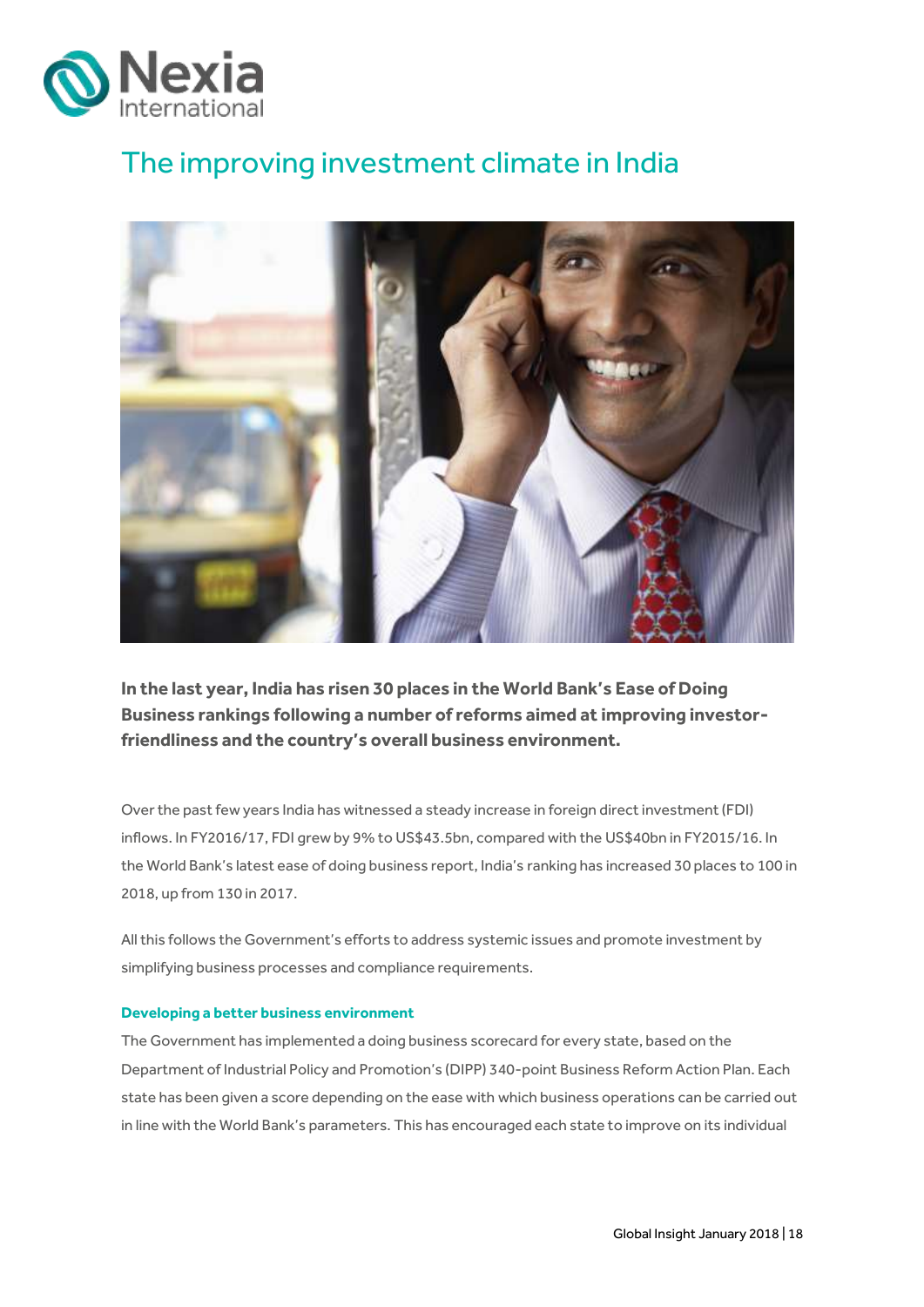# The improving investment climate in India

**In the last year, India has risen 30 places in the World Bank's Ease of Doing Business rankings following a number of reforms aimed at improving investor-friendliness and the country's overall business environment.**

Over the past few years India has witnessed a steady increase in foreign direct investment (FDI) inflows. In FY2016/17, FDI grew by 9% to US$43.5bn, compared with the US$40bn in FY2015/16. In the World Bank's latest ease of doing business report, India's ranking has increased 30 places to 100 in 2018, up from 130 in 2017.

All this follows the Government's efforts to address systemic issues and promote investment by simplifying business processes and compliance requirements.

### Developing a better business environment

The Government has implemented a doing business scorecard for every state, based on the Department of Industrial Policy and Promotion's (DIPP) 340-point Business Reform Action Plan. Each state has been given a score depending on the ease with which business operations can be carried out in line with the World Bank's parameters. This has encouraged each state to improve on its individual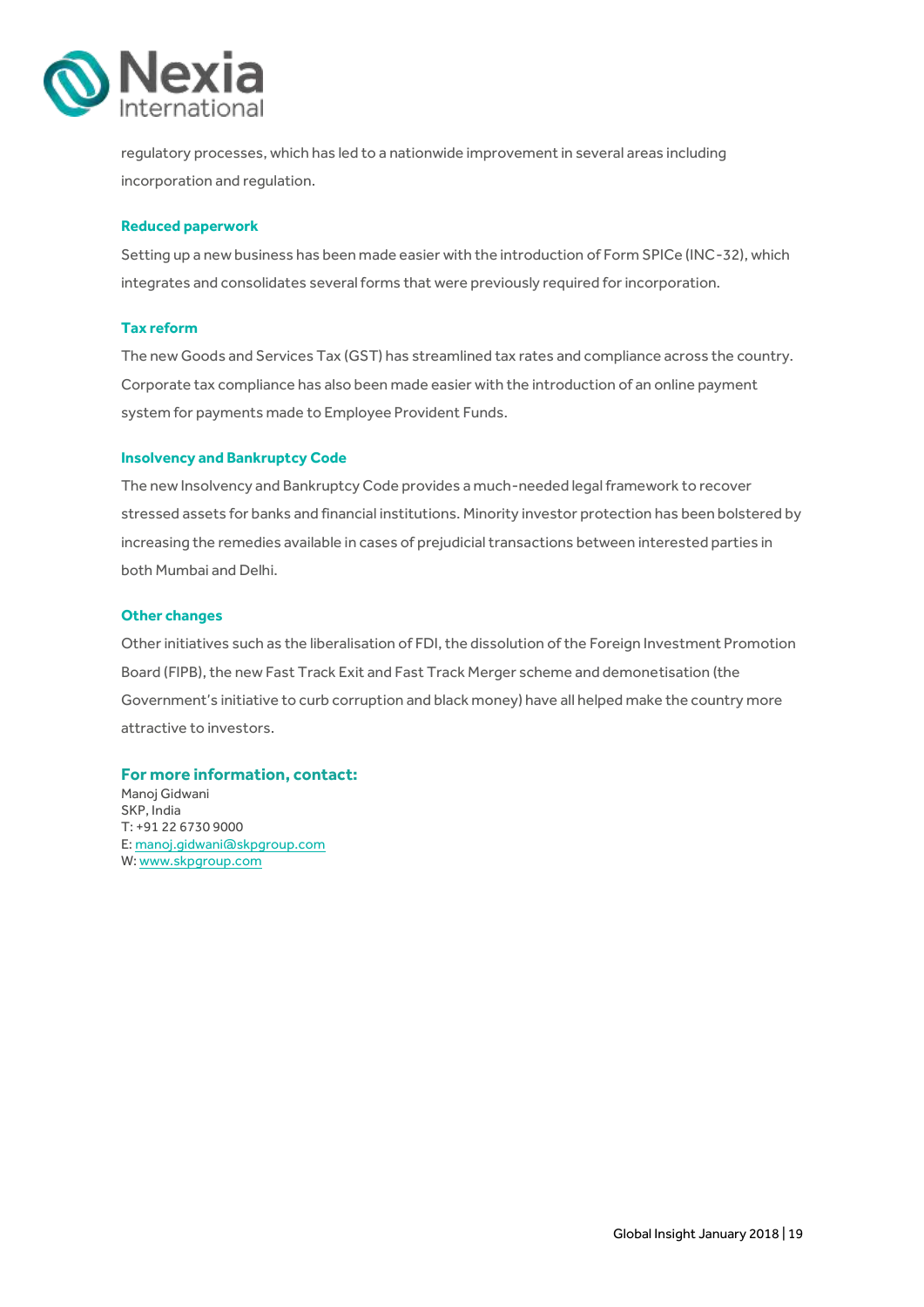regulatory processes, which has led to a nationwide improvement in several areas including incorporation and regulation.

### Reduced paperwork

Setting up a new business has been made easier with the introduction of Form SPICe (INC-32), which integrates and consolidates several forms that were previously required for incorporation.

### Tax reform

The new Goods and Services Tax (GST) has streamlined tax rates and compliance across the country. Corporate tax compliance has also been made easier with the introduction of an online payment system for payments made to Employee Provident Funds.

### Insolvency and Bankruptcy Code

The new Insolvency and Bankruptcy Code provides a much-needed legal framework to recover stressed assets for banks and financial institutions. Minority investor protection has been bolstered by increasing the remedies available in cases of prejudicial transactions between interested parties in both Mumbai and Delhi.

### Other changes

Other initiatives such as the liberalisation of FDI, the dissolution of the Foreign Investment Promotion Board (FIPB), the new Fast Track Exit and Fast Track Merger scheme and demonetisation (the Government's initiative to curb corruption and black money) have all helped make the country more attractive to investors.

## For more information, contact:

Manoj Gidwani
SKP, India
T: +91 22 6730 9000
E: manoj.gidwani@skpgroup.com
W: www.skpgroup.com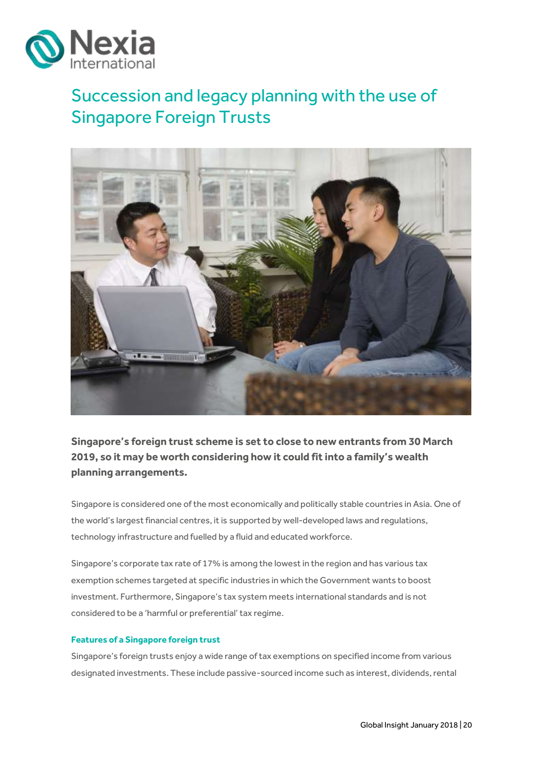# Succession and legacy planning with the use of Singapore Foreign Trusts

**Singapore's foreign trust scheme is set to close to new entrants from 30 March 2019, so it may be worth considering how it could fit into a family's wealth planning arrangements.**

Singapore is considered one of the most economically and politically stable countries in Asia. One of the world's largest financial centres, it is supported by well-developed laws and regulations, technology infrastructure and fuelled by a fluid and educated workforce.

Singapore's corporate tax rate of 17% is among the lowest in the region and has various tax exemption schemes targeted at specific industries in which the Government wants to boost investment. Furthermore, Singapore's tax system meets international standards and is not considered to be a 'harmful or preferential' tax regime.

### Features of a Singapore foreign trust

Singapore's foreign trusts enjoy a wide range of tax exemptions on specified income from various designated investments. These include passive-sourced income such as interest, dividends, rental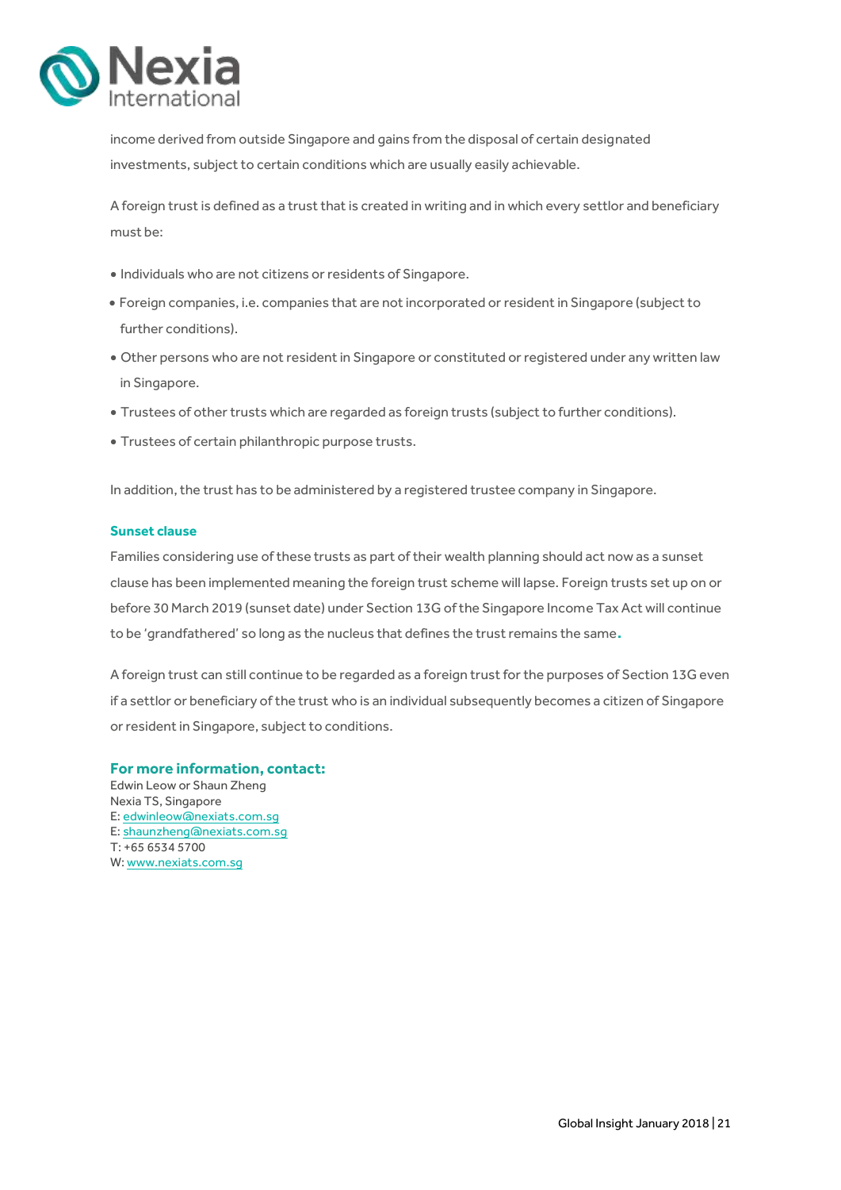income derived from outside Singapore and gains from the disposal of certain designated investments, subject to certain conditions which are usually easily achievable.

A foreign trust is defined as a trust that is created in writing and in which every settlor and beneficiary must be:

- Individuals who are not citizens or residents of Singapore.
- Foreign companies, i.e. companies that are not incorporated or resident in Singapore (subject to further conditions).
- Other persons who are not resident in Singapore or constituted or registered under any written law in Singapore.
- Trustees of other trusts which are regarded as foreign trusts (subject to further conditions).
- Trustees of certain philanthropic purpose trusts.

In addition, the trust has to be administered by a registered trustee company in Singapore.

### Sunset clause

Families considering use of these trusts as part of their wealth planning should act now as a sunset clause has been implemented meaning the foreign trust scheme will lapse. Foreign trusts set up on or before 30 March 2019 (sunset date) under Section 13G of the Singapore Income Tax Act will continue to be 'grandfathered' so long as the nucleus that defines the trust remains the same.

A foreign trust can still continue to be regarded as a foreign trust for the purposes of Section 13G even if a settlor or beneficiary of the trust who is an individual subsequently becomes a citizen of Singapore or resident in Singapore, subject to conditions.

### For more information, contact:

Edwin Leow or Shaun Zheng
Nexia TS, Singapore
E: edwinleow@nexiats.com.sg
E: shaunzheng@nexiats.com.sg
T: +65 6534 5700
W: www.nexiats.com.sg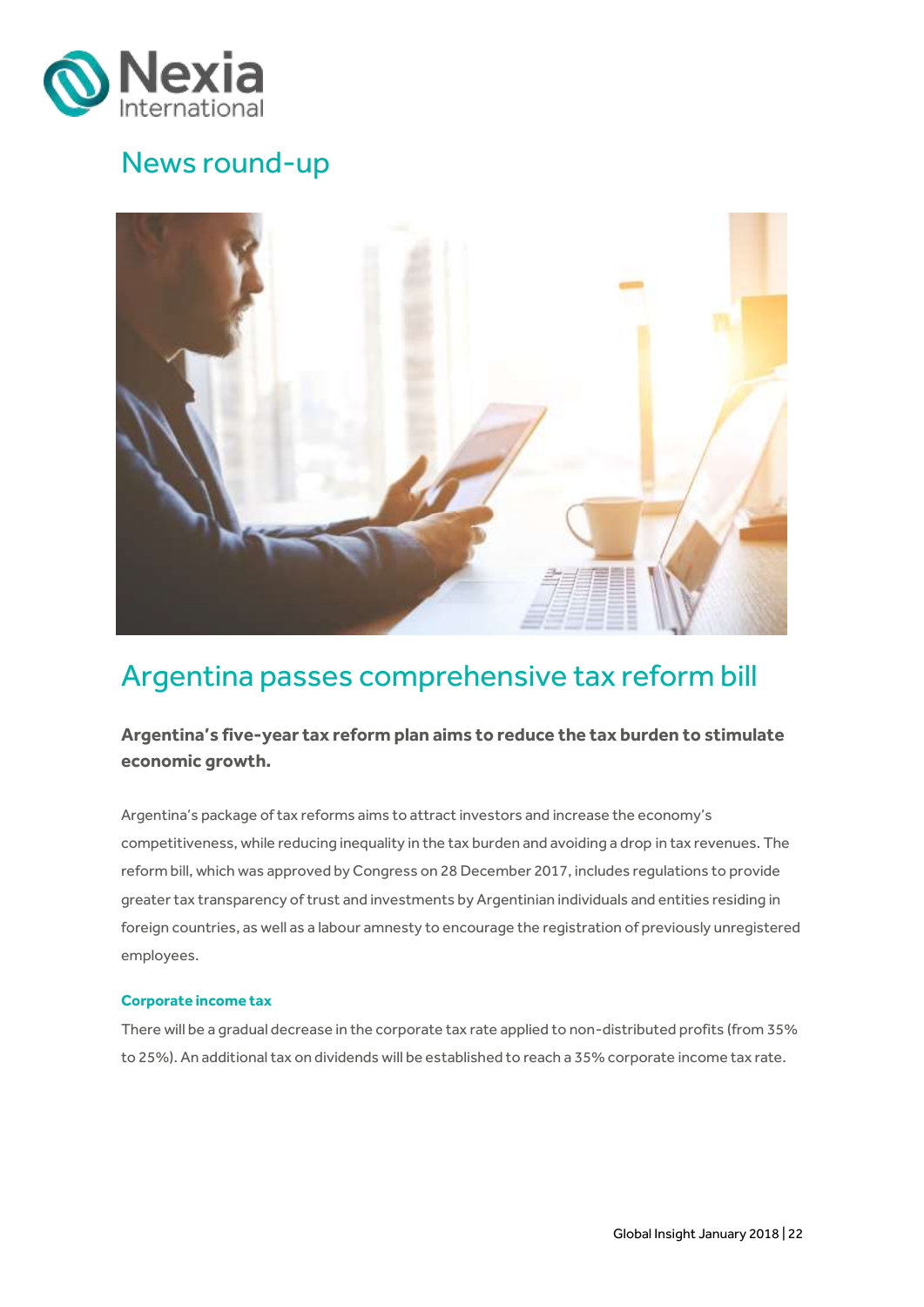# News round-up

## Argentina passes comprehensive tax reform bill

**Argentina's five-year tax reform plan aims to reduce the tax burden to stimulate economic growth.**

Argentina's package of tax reforms aims to attract investors and increase the economy's competitiveness, while reducing inequality in the tax burden and avoiding a drop in tax revenues. The reform bill, which was approved by Congress on 28 December 2017, includes regulations to provide greater tax transparency of trust and investments by Argentinian individuals and entities residing in foreign countries, as well as a labour amnesty to encourage the registration of previously unregistered employees.

### Corporate income tax

There will be a gradual decrease in the corporate tax rate applied to non-distributed profits (from 35% to 25%). An additional tax on dividends will be established to reach a 35% corporate income tax rate.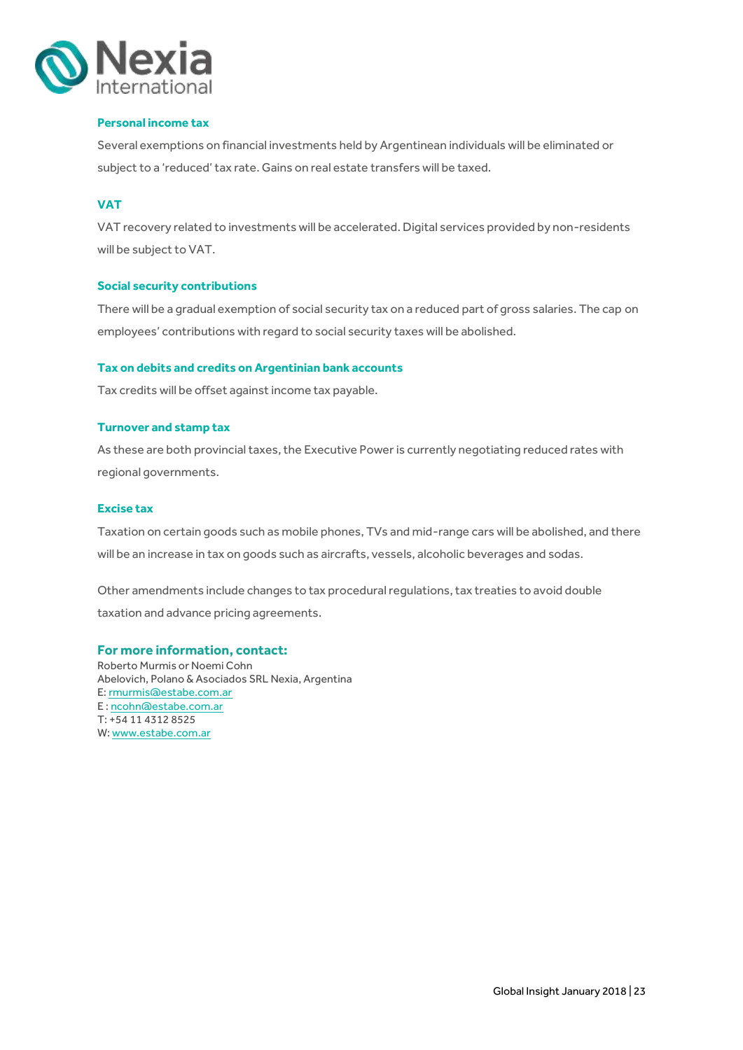### Personal income tax

Several exemptions on financial investments held by Argentinean individuals will be eliminated or subject to a 'reduced' tax rate. Gains on real estate transfers will be taxed.

### VAT

VAT recovery related to investments will be accelerated. Digital services provided by non-residents will be subject to VAT.

### Social security contributions

There will be a gradual exemption of social security tax on a reduced part of gross salaries. The cap on employees' contributions with regard to social security taxes will be abolished.

### Tax on debits and credits on Argentinian bank accounts

Tax credits will be offset against income tax payable.

### Turnover and stamp tax

As these are both provincial taxes, the Executive Power is currently negotiating reduced rates with regional governments.

### Excise tax

Taxation on certain goods such as mobile phones, TVs and mid-range cars will be abolished, and there will be an increase in tax on goods such as aircrafts, vessels, alcoholic beverages and sodas.

Other amendments include changes to tax procedural regulations, tax treaties to avoid double taxation and advance pricing agreements.

### For more information, contact:

Roberto Murmis or Noemi Cohn
Abelovich, Polano & Asociados SRL Nexia, Argentina
E: rmurmis@estabe.com.ar
E : ncohn@estabe.com.ar
T: +54 11 4312 8525
W: www.estabe.com.ar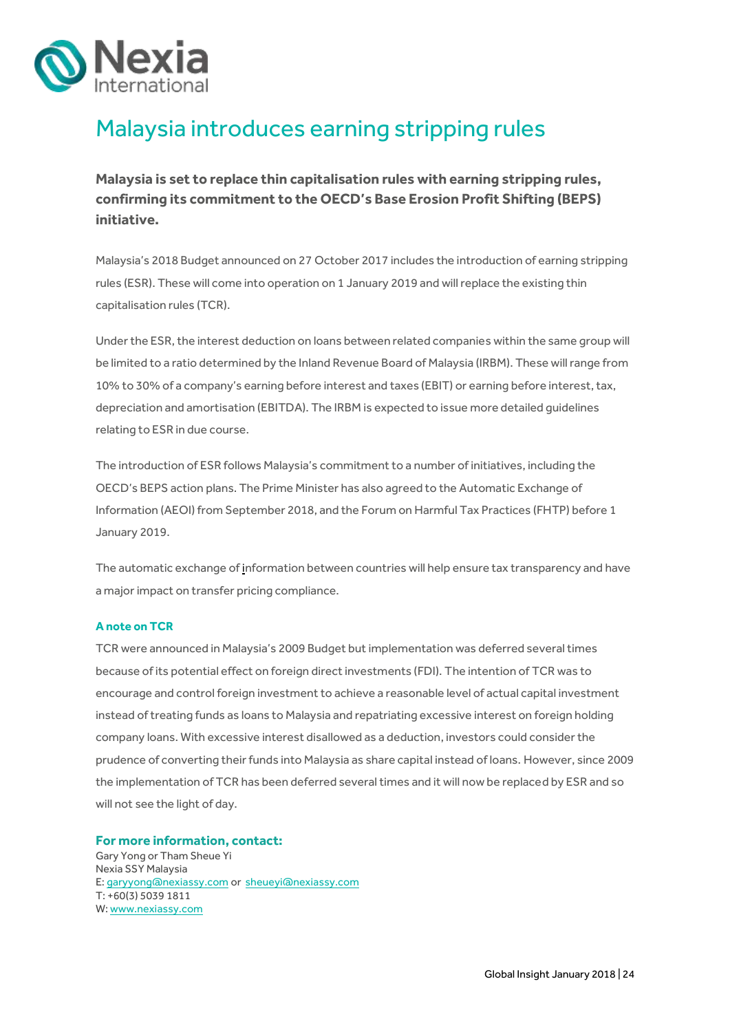# Malaysia introduces earning stripping rules

**Malaysia is set to replace thin capitalisation rules with earning stripping rules, confirming its commitment to the OECD's Base Erosion Profit Shifting (BEPS) initiative.**

Malaysia's 2018 Budget announced on 27 October 2017 includes the introduction of earning stripping rules (ESR). These will come into operation on 1 January 2019 and will replace the existing thin capitalisation rules (TCR).

Under the ESR, the interest deduction on loans between related companies within the same group will be limited to a ratio determined by the Inland Revenue Board of Malaysia (IRBM). These will range from 10% to 30% of a company's earning before interest and taxes (EBIT) or earning before interest, tax, depreciation and amortisation (EBITDA). The IRBM is expected to issue more detailed guidelines relating to ESR in due course.

The introduction of ESR follows Malaysia's commitment to a number of initiatives, including the OECD's BEPS action plans. The Prime Minister has also agreed to the Automatic Exchange of Information (AEOI) from September 2018, and the Forum on Harmful Tax Practices (FHTP) before 1 January 2019.

The automatic exchange of information between countries will help ensure tax transparency and have a major impact on transfer pricing compliance.

### A note on TCR

TCR were announced in Malaysia's 2009 Budget but implementation was deferred several times because of its potential effect on foreign direct investments (FDI). The intention of TCR was to encourage and control foreign investment to achieve a reasonable level of actual capital investment instead of treating funds as loans to Malaysia and repatriating excessive interest on foreign holding company loans. With excessive interest disallowed as a deduction, investors could consider the prudence of converting their funds into Malaysia as share capital instead of loans. However, since 2009 the implementation of TCR has been deferred several times and it will now be replaced by ESR and so will not see the light of day.

### For more information, contact:

Gary Yong or Tham Sheue Yi
Nexia SSY Malaysia
E: garyyong@nexiassy.com or sheueyi@nexiassy.com
T: +60(3) 5039 1811
W: www.nexiassy.com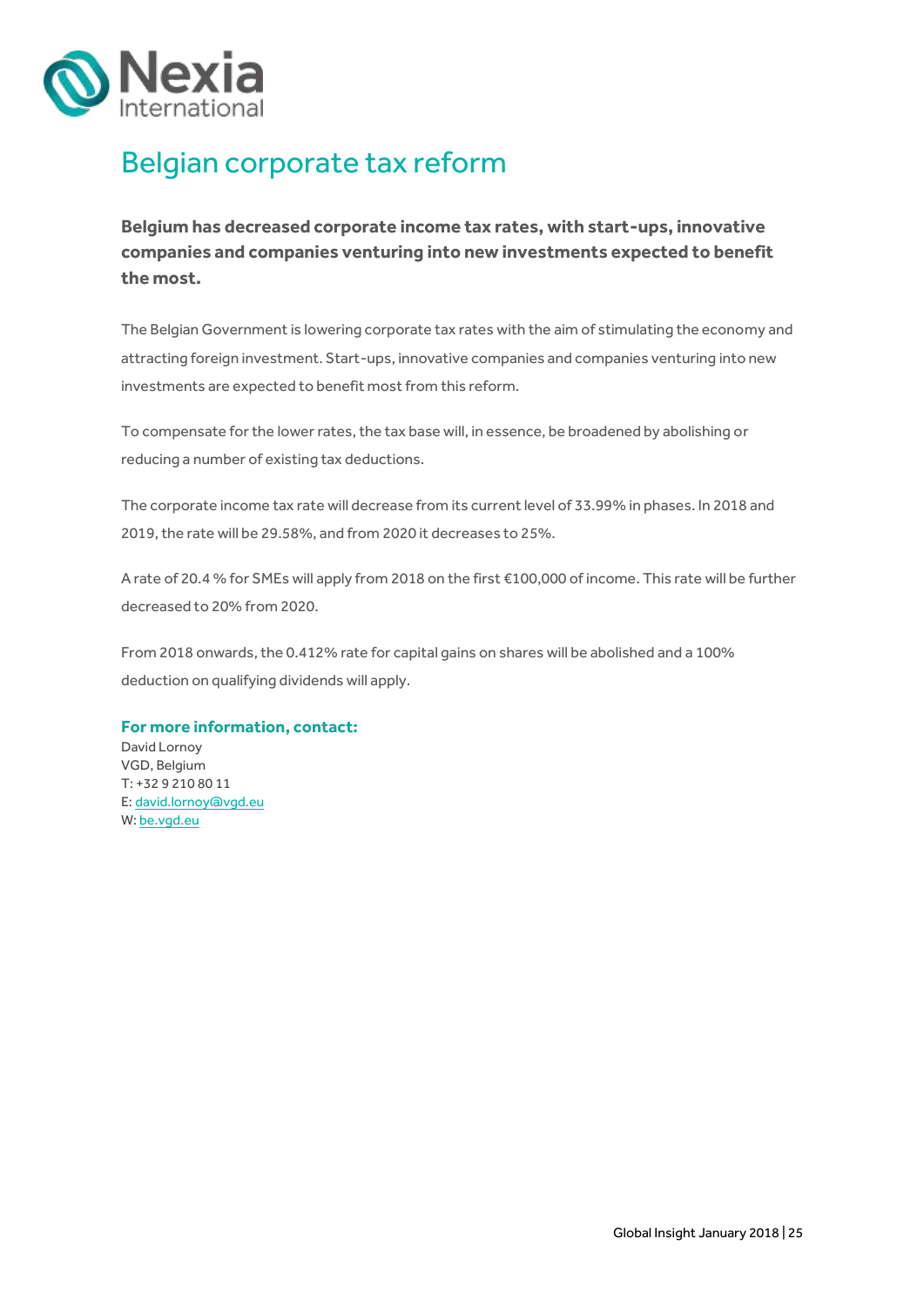# Belgian corporate tax reform

**Belgium has decreased corporate income tax rates, with start-ups, innovative companies and companies venturing into new investments expected to benefit the most.**

The Belgian Government is lowering corporate tax rates with the aim of stimulating the economy and attracting foreign investment. Start-ups, innovative companies and companies venturing into new investments are expected to benefit most from this reform.

To compensate for the lower rates, the tax base will, in essence, be broadened by abolishing or reducing a number of existing tax deductions.

The corporate income tax rate will decrease from its current level of 33.99% in phases. In 2018 and 2019, the rate will be 29.58%, and from 2020 it decreases to 25%.

A rate of 20.4 % for SMEs will apply from 2018 on the first €100,000 of income. This rate will be further decreased to 20% from 2020.

From 2018 onwards, the 0.412% rate for capital gains on shares will be abolished and a 100% deduction on qualifying dividends will apply.

**For more information, contact:**

David Lornoy
VGD, Belgium
T: +32 9 210 80 11
E: david.lornoy@vgd.eu
W: be.vgd.eu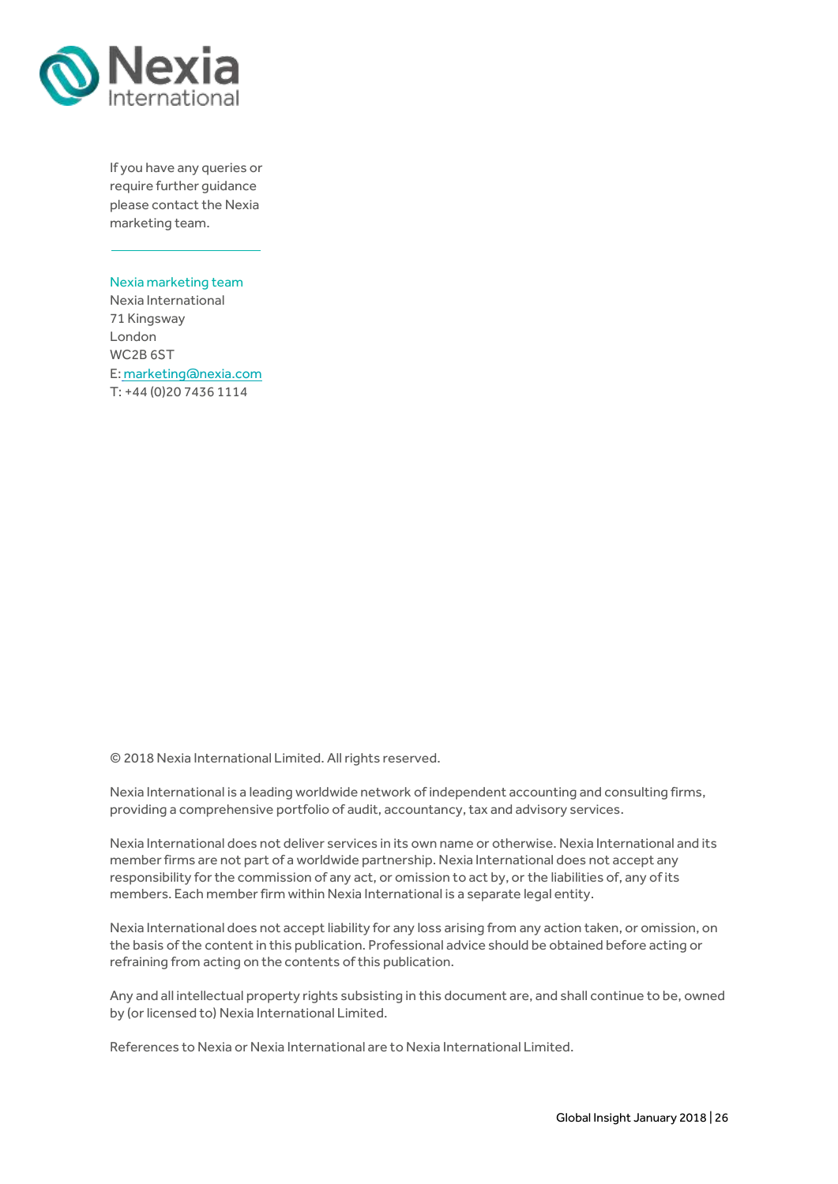If you have any queries or require further guidance please contact the Nexia marketing team.

---

Nexia marketing team
Nexia International
71 Kingsway
London
WC2B 6ST
E: marketing@nexia.com
T: +44 (0)20 7436 1114

© 2018 Nexia International Limited. All rights reserved.

Nexia International is a leading worldwide network of independent accounting and consulting firms, providing a comprehensive portfolio of audit, accountancy, tax and advisory services.

Nexia International does not deliver services in its own name or otherwise. Nexia International and its member firms are not part of a worldwide partnership. Nexia International does not accept any responsibility for the commission of any act, or omission to act by, or the liabilities of, any of its members. Each member firm within Nexia International is a separate legal entity.

Nexia International does not accept liability for any loss arising from any action taken, or omission, on the basis of the content in this publication. Professional advice should be obtained before acting or refraining from acting on the contents of this publication.

Any and all intellectual property rights subsisting in this document are, and shall continue to be, owned by (or licensed to) Nexia International Limited.

References to Nexia or Nexia International are to Nexia International Limited.